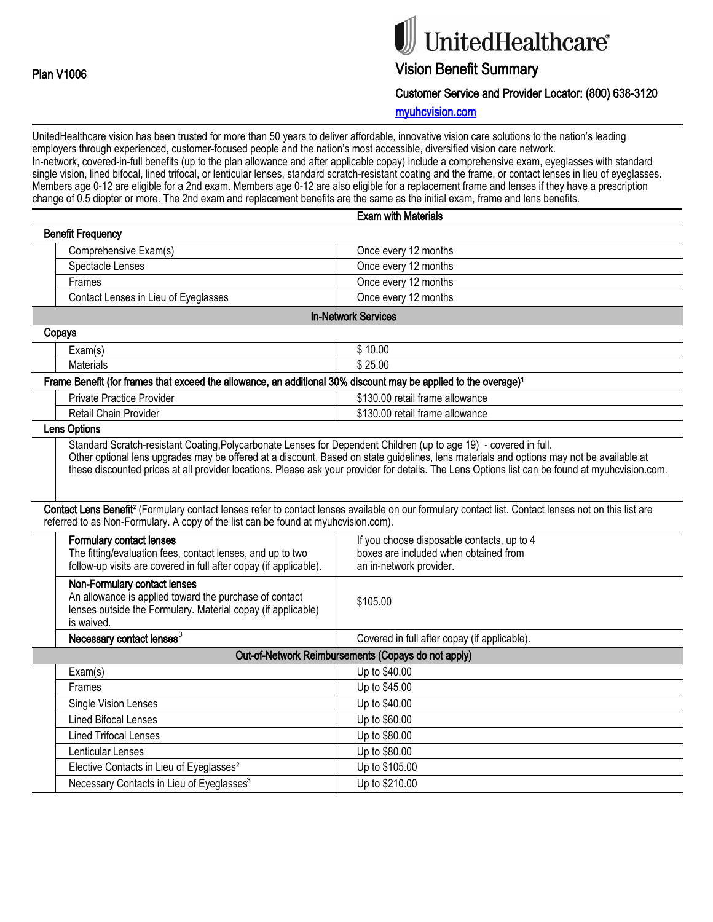Plan V1006

# UnitedHealthcare

## Vision Benefit Summary

**Customer Service and Provider Locator: (800) 638-3120**

myuhcvision.com

UnitedHealthcare vision has been trusted for more than 50 years to deliver affordable, innovative vision care solutions to the nation's leading employers through experienced, customer-focused people and the nation's most accessible, diversified vision care network.
In-network, covered-in-full benefits (up to the plan allowance and after applicable copay) include a comprehensive exam, eyeglasses with standard single vision, lined bifocal, lined trifocal, or lenticular lenses, standard scratch-resistant coating and the frame, or contact lenses in lieu of eyeglasses. Members age 0-12 are eligible for a 2nd exam. Members age 0-12 are also eligible for a replacement frame and lenses if they have a prescription change of 0.5 diopter or more. The 2nd exam and replacement benefits are the same as the initial exam, frame and lens benefits.

| | Exam with Materials |
|---|---|
| **Benefit Frequency** | |
| Comprehensive Exam(s) | Once every 12 months |
| Spectacle Lenses | Once every 12 months |
| Frames | Once every 12 months |
| Contact Lenses in Lieu of Eyeglasses | Once every 12 months |
| **In-Network Services** | |
| **Copays** | |
| Exam(s) | $ 10.00 |
| Materials | $ 25.00 |
| **Frame Benefit (for frames that exceed the allowance, an additional 30% discount may be applied to the overage)[1]** | |
| Private Practice Provider | $130.00 retail frame allowance |
| Retail Chain Provider | $130.00 retail frame allowance |
| **Lens Options** | |
| Standard Scratch-resistant Coating,Polycarbonate Lenses for Dependent Children (up to age 19) - covered in full. Other optional lens upgrades may be offered at a discount. Based on state guidelines, lens materials and options may not be available at these discounted prices at all provider locations. Please ask your provider for details. The Lens Options list can be found at myuhcvision.com. | |
| **Contact Lens Benefit[2]** (Formulary contact lenses refer to contact lenses available on our formulary contact list. Contact lenses not on this list are referred to as Non-Formulary. A copy of the list can be found at myuhcvision.com). | |
| **Formulary contact lenses** The fitting/evaluation fees, contact lenses, and up to two follow-up visits are covered in full after copay (if applicable). | If you choose disposable contacts, up to 4 boxes are included when obtained from an in-network provider. |
| **Non-Formulary contact lenses** An allowance is applied toward the purchase of contact lenses outside the Formulary. Material copay (if applicable) is waived. | $105.00 |
| **Necessary contact lenses[3]** | Covered in full after copay (if applicable). |
| **Out-of-Network Reimbursements (Copays do not apply)** | |
| Exam(s) | Up to $40.00 |
| Frames | Up to $45.00 |
| Single Vision Lenses | Up to $40.00 |
| Lined Bifocal Lenses | Up to $60.00 |
| Lined Trifocal Lenses | Up to $80.00 |
| Lenticular Lenses | Up to $80.00 |
| Elective Contacts in Lieu of Eyeglasses[2] | Up to $105.00 |
| Necessary Contacts in Lieu of Eyeglasses[3] | Up to $210.00 |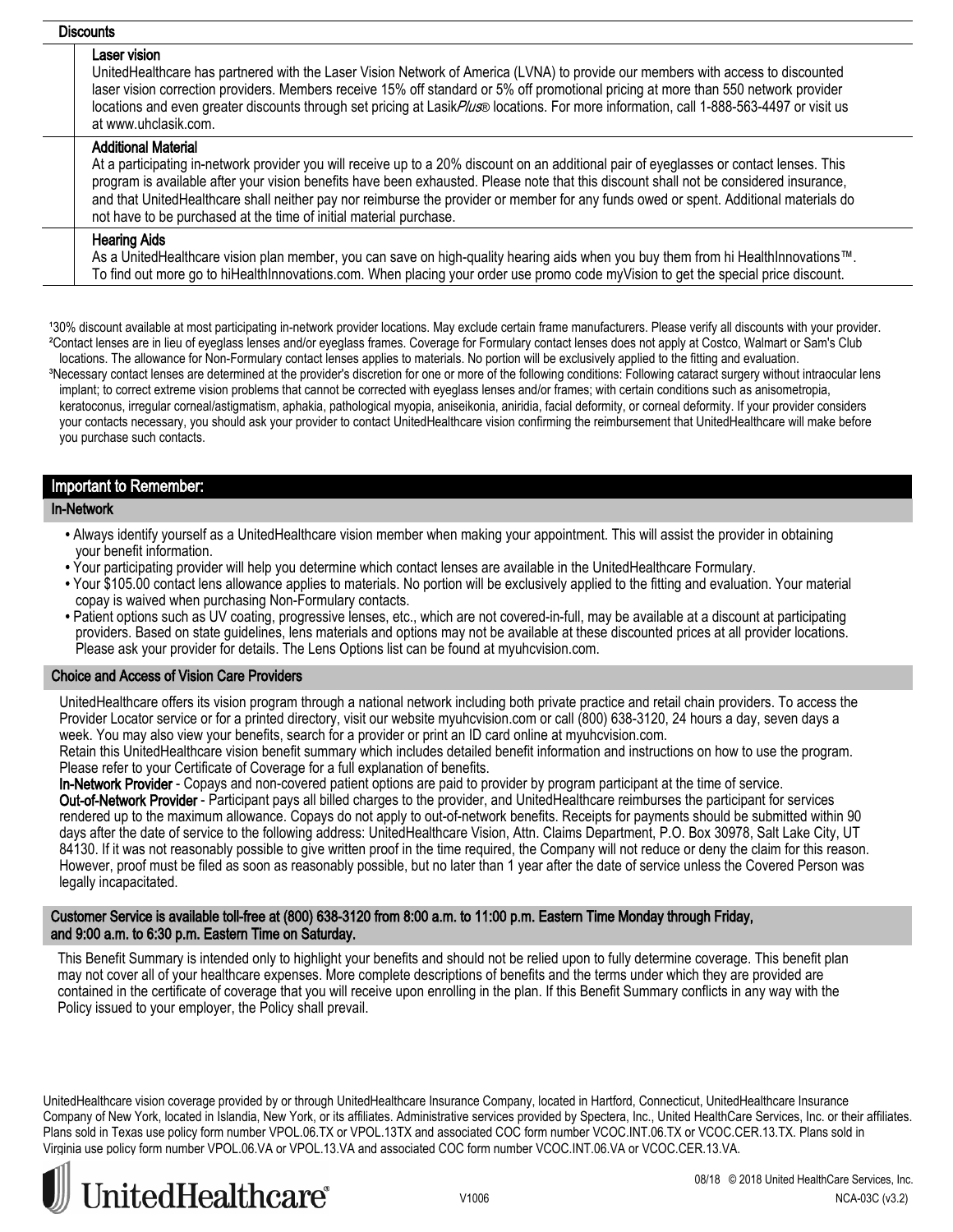| Discounts | |
|---|---|
| | **Laser vision**<br>UnitedHealthcare has partnered with the Laser Vision Network of America (LVNA) to provide our members with access to discounted laser vision correction providers. Members receive 15% off standard or 5% off promotional pricing at more than 550 network provider locations and even greater discounts through set pricing at Lasik*Plus*® locations. For more information, call 1-888-563-4497 or visit us at www.uhclasik.com. |
| | **Additional Material**<br>At a participating in-network provider you will receive up to a 20% discount on an additional pair of eyeglasses or contact lenses. This program is available after your vision benefits have been exhausted. Please note that this discount shall not be considered insurance, and that UnitedHealthcare shall neither pay nor reimburse the provider or member for any funds owed or spent. Additional materials do not have to be purchased at the time of initial material purchase. |
| | **Hearing Aids**<br>As a UnitedHealthcare vision plan member, you can save on high-quality hearing aids when you buy them from hi HealthInnovations™. To find out more go to hiHealthInnovations.com. When placing your order use promo code myVision to get the special price discount. |

[1]30% discount available at most participating in-network provider locations. May exclude certain frame manufacturers. Please verify all discounts with your provider.
[2]Contact lenses are in lieu of eyeglass lenses and/or eyeglass frames. Coverage for Formulary contact lenses does not apply at Costco, Walmart or Sam's Club locations. The allowance for Non-Formulary contact lenses applies to materials. No portion will be exclusively applied to the fitting and evaluation.
[3]Necessary contact lenses are determined at the provider's discretion for one or more of the following conditions: Following cataract surgery without intraocular lens implant; to correct extreme vision problems that cannot be corrected with eyeglass lenses and/or frames; with certain conditions such as anisometropia, keratoconus, irregular corneal/astigmatism, aphakia, pathological myopia, aniseikonia, aniridia, facial deformity, or corneal deformity. If your provider considers your contacts necessary, you should ask your provider to contact UnitedHealthcare vision confirming the reimbursement that UnitedHealthcare will make before you purchase such contacts.

## Important to Remember:

### In-Network

- Always identify yourself as a UnitedHealthcare vision member when making your appointment. This will assist the provider in obtaining your benefit information.
- Your participating provider will help you determine which contact lenses are available in the UnitedHealthcare Formulary.
- Your $105.00 contact lens allowance applies to materials. No portion will be exclusively applied to the fitting and evaluation. Your material copay is waived when purchasing Non-Formulary contacts.
- Patient options such as UV coating, progressive lenses, etc., which are not covered-in-full, may be available at a discount at participating providers. Based on state guidelines, lens materials and options may not be available at these discounted prices at all provider locations. Please ask your provider for details. The Lens Options list can be found at myuhcvision.com.

### Choice and Access of Vision Care Providers

UnitedHealthcare offers its vision program through a national network including both private practice and retail chain providers. To access the Provider Locator service or for a printed directory, visit our website myuhcvision.com or call (800) 638-3120, 24 hours a day, seven days a week. You may also view your benefits, search for a provider or print an ID card online at myuhcvision.com.
Retain this UnitedHealthcare vision benefit summary which includes detailed benefit information and instructions on how to use the program. Please refer to your Certificate of Coverage for a full explanation of benefits.
**In-Network Provider** - Copays and non-covered patient options are paid to provider by program participant at the time of service.
**Out-of-Network Provider** - Participant pays all billed charges to the provider, and UnitedHealthcare reimburses the participant for services rendered up to the maximum allowance. Copays do not apply to out-of-network benefits. Receipts for payments should be submitted within 90 days after the date of service to the following address: UnitedHealthcare Vision, Attn. Claims Department, P.O. Box 30978, Salt Lake City, UT 84130. If it was not reasonably possible to give written proof in the time required, the Company will not reduce or deny the claim for this reason. However, proof must be filed as soon as reasonably possible, but no later than 1 year after the date of service unless the Covered Person was legally incapacitated.

### Customer Service is available toll-free at (800) 638-3120 from 8:00 a.m. to 11:00 p.m. Eastern Time Monday through Friday, and 9:00 a.m. to 6:30 p.m. Eastern Time on Saturday.

This Benefit Summary is intended only to highlight your benefits and should not be relied upon to fully determine coverage. This benefit plan may not cover all of your healthcare expenses. More complete descriptions of benefits and the terms under which they are provided are contained in the certificate of coverage that you will receive upon enrolling in the plan. If this Benefit Summary conflicts in any way with the Policy issued to your employer, the Policy shall prevail.

UnitedHealthcare vision coverage provided by or through UnitedHealthcare Insurance Company, located in Hartford, Connecticut, UnitedHealthcare Insurance Company of New York, located in Islandia, New York, or its affiliates. Administrative services provided by Spectera, Inc., United HealthCare Services, Inc. or their affiliates. Plans sold in Texas use policy form number VPOL.06.TX or VPOL.13TX and associated COC form number VCOC.INT.06.TX or VCOC.CER.13.TX. Plans sold in Virginia use policy form number VPOL.06.VA or VPOL.13.VA and associated COC form number VCOC.INT.06.VA or VCOC.CER.13.VA.

UnitedHealthcare®

V1006

08/18 © 2018 United HealthCare Services, Inc.
NCA-03C (v3.2)